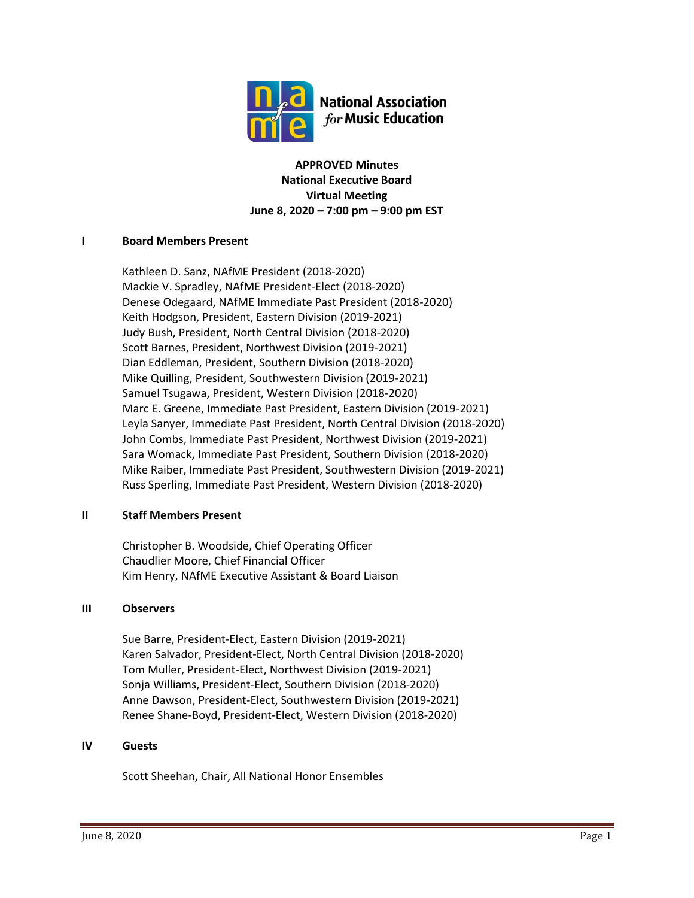**National Association *for* Music Education**

**APPROVED Minutes**
**National Executive Board**
**Virtual Meeting**
**June 8, 2020 – 7:00 pm – 9:00 pm EST**

## I Board Members Present

Kathleen D. Sanz, NAfME President (2018-2020)
Mackie V. Spradley, NAfME President-Elect (2018-2020)
Denese Odegaard, NAfME Immediate Past President (2018-2020)
Keith Hodgson, President, Eastern Division (2019-2021)
Judy Bush, President, North Central Division (2018-2020)
Scott Barnes, President, Northwest Division (2019-2021)
Dian Eddleman, President, Southern Division (2018-2020)
Mike Quilling, President, Southwestern Division (2019-2021)
Samuel Tsugawa, President, Western Division (2018-2020)
Marc E. Greene, Immediate Past President, Eastern Division (2019-2021)
Leyla Sanyer, Immediate Past President, North Central Division (2018-2020)
John Combs, Immediate Past President, Northwest Division (2019-2021)
Sara Womack, Immediate Past President, Southern Division (2018-2020)
Mike Raiber, Immediate Past President, Southwestern Division (2019-2021)
Russ Sperling, Immediate Past President, Western Division (2018-2020)

## II Staff Members Present

Christopher B. Woodside, Chief Operating Officer
Chaudlier Moore, Chief Financial Officer
Kim Henry, NAfME Executive Assistant & Board Liaison

## III Observers

Sue Barre, President-Elect, Eastern Division (2019-2021)
Karen Salvador, President-Elect, North Central Division (2018-2020)
Tom Muller, President-Elect, Northwest Division (2019-2021)
Sonja Williams, President-Elect, Southern Division (2018-2020)
Anne Dawson, President-Elect, Southwestern Division (2019-2021)
Renee Shane-Boyd, President-Elect, Western Division (2018-2020)

## IV Guests

Scott Sheehan, Chair, All National Honor Ensembles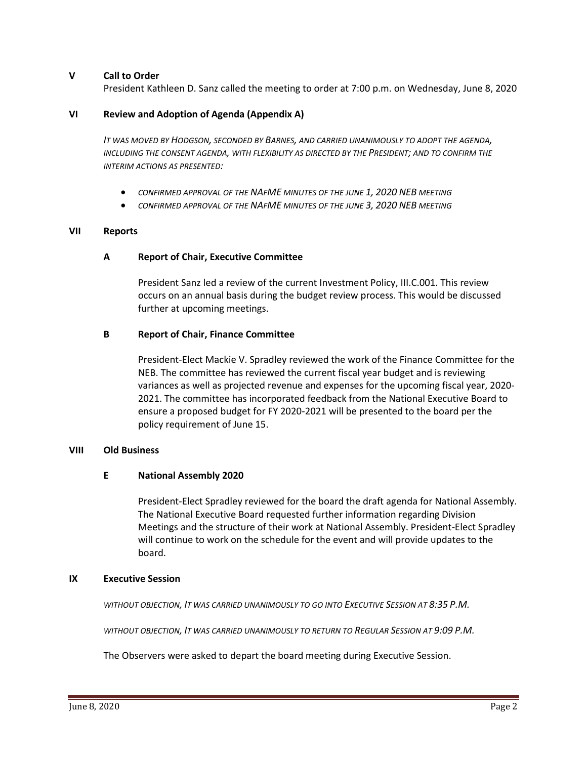## V Call to Order

President Kathleen D. Sanz called the meeting to order at 7:00 p.m. on Wednesday, June 8, 2020

## VI Review and Adoption of Agenda (Appendix A)

*IT WAS MOVED BY HODGSON, SECONDED BY BARNES, AND CARRIED UNANIMOUSLY TO ADOPT THE AGENDA, INCLUDING THE CONSENT AGENDA, WITH FLEXIBILITY AS DIRECTED BY THE PRESIDENT; AND TO CONFIRM THE INTERIM ACTIONS AS PRESENTED:*

- *CONFIRMED APPROVAL OF THE NAFME MINUTES OF THE JUNE 1, 2020 NEB MEETING*
- *CONFIRMED APPROVAL OF THE NAFME MINUTES OF THE JUNE 3, 2020 NEB MEETING*

## VII Reports

### A Report of Chair, Executive Committee

President Sanz led a review of the current Investment Policy, III.C.001. This review occurs on an annual basis during the budget review process. This would be discussed further at upcoming meetings.

### B Report of Chair, Finance Committee

President-Elect Mackie V. Spradley reviewed the work of the Finance Committee for the NEB. The committee has reviewed the current fiscal year budget and is reviewing variances as well as projected revenue and expenses for the upcoming fiscal year, 2020-2021. The committee has incorporated feedback from the National Executive Board to ensure a proposed budget for FY 2020-2021 will be presented to the board per the policy requirement of June 15.

## VIII Old Business

### E National Assembly 2020

President-Elect Spradley reviewed for the board the draft agenda for National Assembly. The National Executive Board requested further information regarding Division Meetings and the structure of their work at National Assembly. President-Elect Spradley will continue to work on the schedule for the event and will provide updates to the board.

## IX Executive Session

*WITHOUT OBJECTION, IT WAS CARRIED UNANIMOUSLY TO GO INTO EXECUTIVE SESSION AT 8:35 P.M.*

*WITHOUT OBJECTION, IT WAS CARRIED UNANIMOUSLY TO RETURN TO REGULAR SESSION AT 9:09 P.M.*

The Observers were asked to depart the board meeting during Executive Session.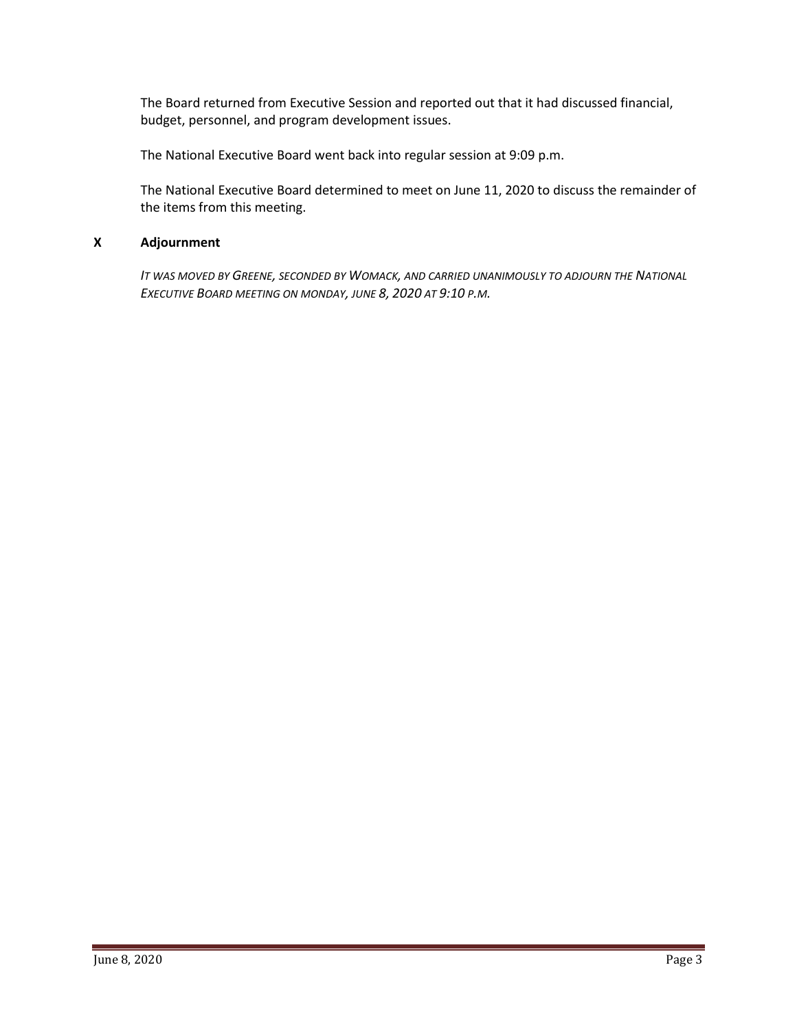The Board returned from Executive Session and reported out that it had discussed financial, budget, personnel, and program development issues.

The National Executive Board went back into regular session at 9:09 p.m.

The National Executive Board determined to meet on June 11, 2020 to discuss the remainder of the items from this meeting.

## X Adjournment

*IT WAS MOVED BY GREENE, SECONDED BY WOMACK, AND CARRIED UNANIMOUSLY TO ADJOURN THE NATIONAL EXECUTIVE BOARD MEETING ON MONDAY, JUNE 8, 2020 AT 9:10 P.M.*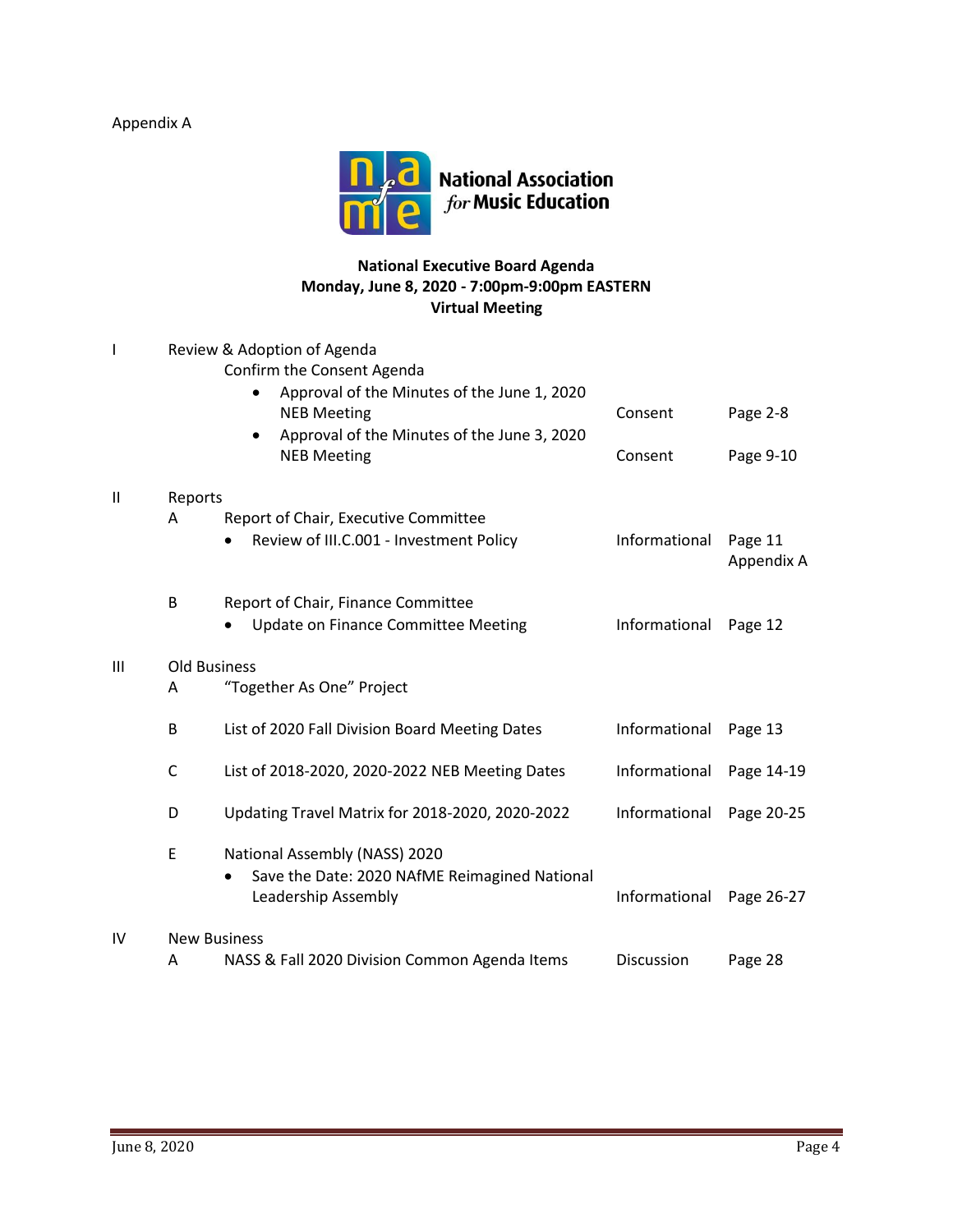Appendix A

National Association for Music Education

**National Executive Board Agenda**
**Monday, June 8, 2020 - 7:00pm-9:00pm EASTERN**
**Virtual Meeting**

| | | | | |
|---|---|---|---|---|
| I | | Review & Adoption of Agenda | | |
| | | Confirm the Consent Agenda | | |
| | | • Approval of the Minutes of the June 1, 2020 NEB Meeting | Consent | Page 2-8 |
| | | • Approval of the Minutes of the June 3, 2020 NEB Meeting | Consent | Page 9-10 |
| II | | Reports | | |
| | A | Report of Chair, Executive Committee | | |
| | | • Review of III.C.001 - Investment Policy | Informational | Page 11 Appendix A |
| | B | Report of Chair, Finance Committee | | |
| | | • Update on Finance Committee Meeting | Informational | Page 12 |
| III | | Old Business | | |
| | A | "Together As One" Project | | |
| | B | List of 2020 Fall Division Board Meeting Dates | Informational | Page 13 |
| | C | List of 2018-2020, 2020-2022 NEB Meeting Dates | Informational | Page 14-19 |
| | D | Updating Travel Matrix for 2018-2020, 2020-2022 | Informational | Page 20-25 |
| | E | National Assembly (NASS) 2020 | | |
| | | • Save the Date: 2020 NAfME Reimagined National Leadership Assembly | Informational | Page 26-27 |
| IV | | New Business | | |
| | A | NASS & Fall 2020 Division Common Agenda Items | Discussion | Page 28 |